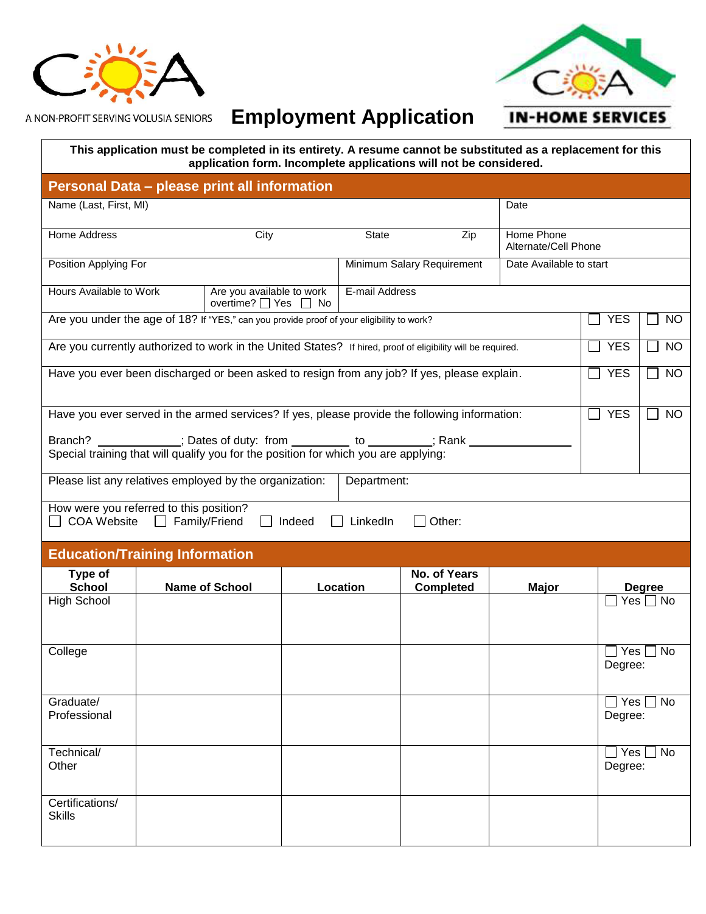A NON-PROFIT SERVING VOLUSIA SENIORS

# Employment Application

IN-HOME SERVICES

**This application must be completed in its entirety. A resume cannot be substituted as a replacement for this application form. Incomplete applications will not be considered.**

## Personal Data – please print all information

| Name (Last, First, MI) | | | | Date |
|---|---|---|---|---|
| Home Address | City | State | Zip | Home Phone<br>Alternate/Cell Phone |
| Position Applying For | | Minimum Salary Requirement | | Date Available to start |
| Hours Available to Work | Are you available to work overtime? ☐ Yes ☐ No | E-mail Address | | |

| Question | | |
|---|---|---|
| Are you under the age of 18? If "YES," can you provide proof of your eligibility to work? | ☐ YES | ☐ NO |
| Are you currently authorized to work in the United States? If hired, proof of eligibility will be required. | ☐ YES | ☐ NO |
| Have you ever been discharged or been asked to resign from any job? If yes, please explain. | ☐ YES | ☐ NO |
| Have you ever served in the armed services? If yes, please provide the following information:<br><br>Branch? ____________; Dates of duty: from _________ to _________; Rank ______________<br>Special training that will qualify you for the position for which you are applying: | ☐ YES | ☐ NO |

| Please list any relatives employed by the organization: | Department: |
|---|---|

How were you referred to this position?
☐ COA Website ☐ Family/Friend ☐ Indeed ☐ LinkedIn ☐ Other:

## Education/Training Information

| Type of School | Name of School | Location | No. of Years Completed | Major | Degree |
|---|---|---|---|---|---|
| High School | | | | | ☐ Yes ☐ No |
| College | | | | | ☐ Yes ☐ No<br>Degree: |
| Graduate/ Professional | | | | | ☐ Yes ☐ No<br>Degree: |
| Technical/ Other | | | | | ☐ Yes ☐ No<br>Degree: |
| Certifications/ Skills | | | | | |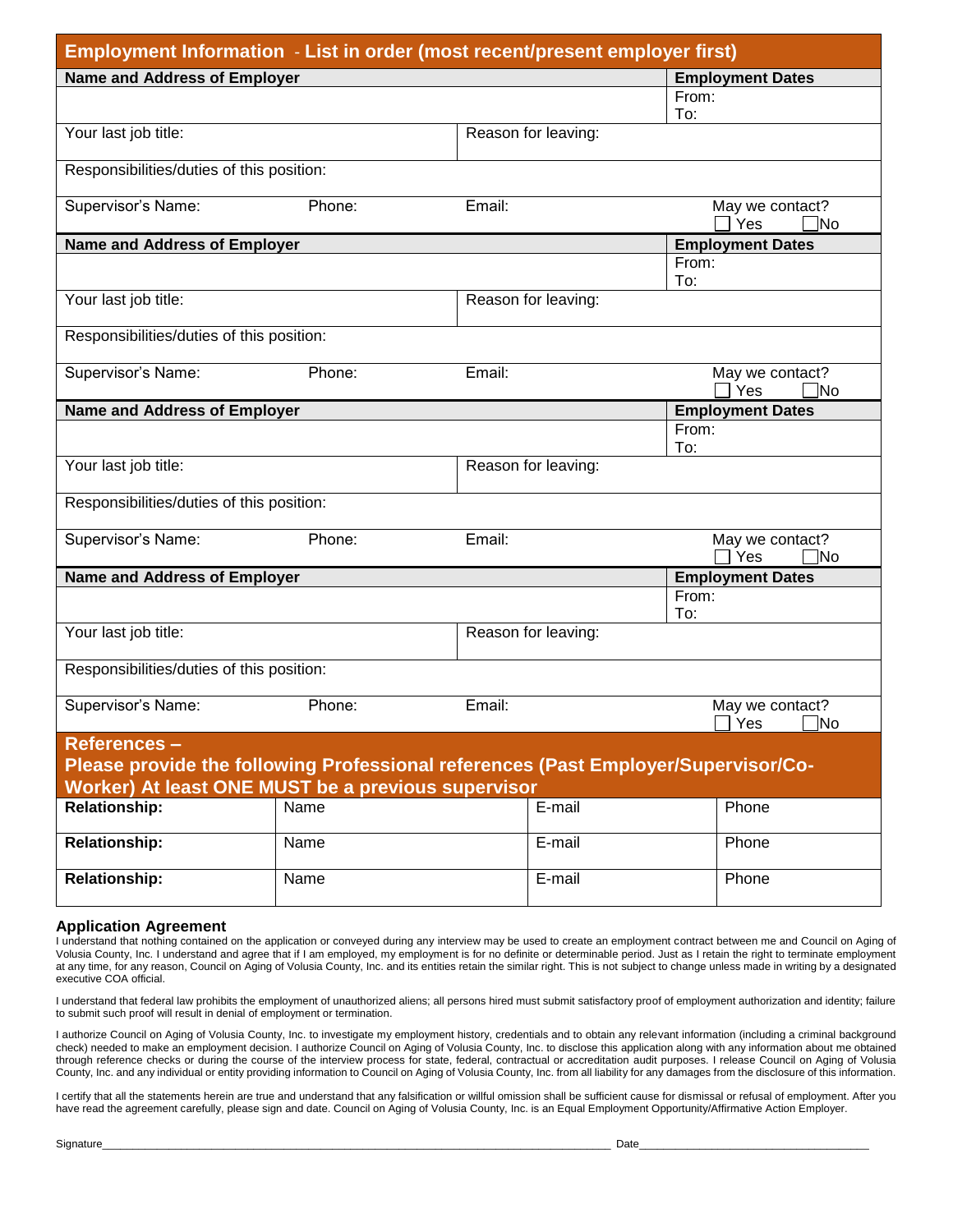## Employment Information - List in order (most recent/present employer first)

| Name and Address of Employer | | | Employment Dates |
|---|---|---|---|
| | | | From:<br>To: |
| Your last job title: | | Reason for leaving: | |
| Responsibilities/duties of this position: | | | |
| Supervisor's Name: | Phone: | Email: | May we contact?<br>☐ Yes ☐No |

| Name and Address of Employer | | | Employment Dates |
|---|---|---|---|
| | | | From:<br>To: |
| Your last job title: | | Reason for leaving: | |
| Responsibilities/duties of this position: | | | |
| Supervisor's Name: | Phone: | Email: | May we contact?<br>☐ Yes ☐No |

| Name and Address of Employer | | | Employment Dates |
|---|---|---|---|
| | | | From:<br>To: |
| Your last job title: | | Reason for leaving: | |
| Responsibilities/duties of this position: | | | |
| Supervisor's Name: | Phone: | Email: | May we contact?<br>☐ Yes ☐No |

| Name and Address of Employer | | | Employment Dates |
|---|---|---|---|
| | | | From:<br>To: |
| Your last job title: | | Reason for leaving: | |
| Responsibilities/duties of this position: | | | |
| Supervisor's Name: | Phone: | Email: | May we contact?<br>☐ Yes ☐No |

## References – Please provide the following Professional references (Past Employer/Supervisor/Co-Worker) At least ONE MUST be a previous supervisor

| | | | |
|---|---|---|---|
| **Relationship:** | Name | E-mail | Phone |
| **Relationship:** | Name | E-mail | Phone |
| **Relationship:** | Name | E-mail | Phone |

### Application Agreement

I understand that nothing contained on the application or conveyed during any interview may be used to create an employment contract between me and Council on Aging of Volusia County, Inc. I understand and agree that if I am employed, my employment is for no definite or determinable period. Just as I retain the right to terminate employment at any time, for any reason, Council on Aging of Volusia County, Inc. and its entities retain the similar right. This is not subject to change unless made in writing by a designated executive COA official.

I understand that federal law prohibits the employment of unauthorized aliens; all persons hired must submit satisfactory proof of employment authorization and identity; failure to submit such proof will result in denial of employment or termination.

I authorize Council on Aging of Volusia County, Inc. to investigate my employment history, credentials and to obtain any relevant information (including a criminal background check) needed to make an employment decision. I authorize Council on Aging of Volusia County, Inc. to disclose this application along with any information about me obtained through reference checks or during the course of the interview process for state, federal, contractual or accreditation audit purposes. I release Council on Aging of Volusia County, Inc. and any individual or entity providing information to Council on Aging of Volusia County, Inc. from all liability for any damages from the disclosure of this information.

I certify that all the statements herein are true and understand that any falsification or willful omission shall be sufficient cause for dismissal or refusal of employment. After you have read the agreement carefully, please sign and date. Council on Aging of Volusia County, Inc. is an Equal Employment Opportunity/Affirmative Action Employer.

Signature_______________________________________________ Date______________________________